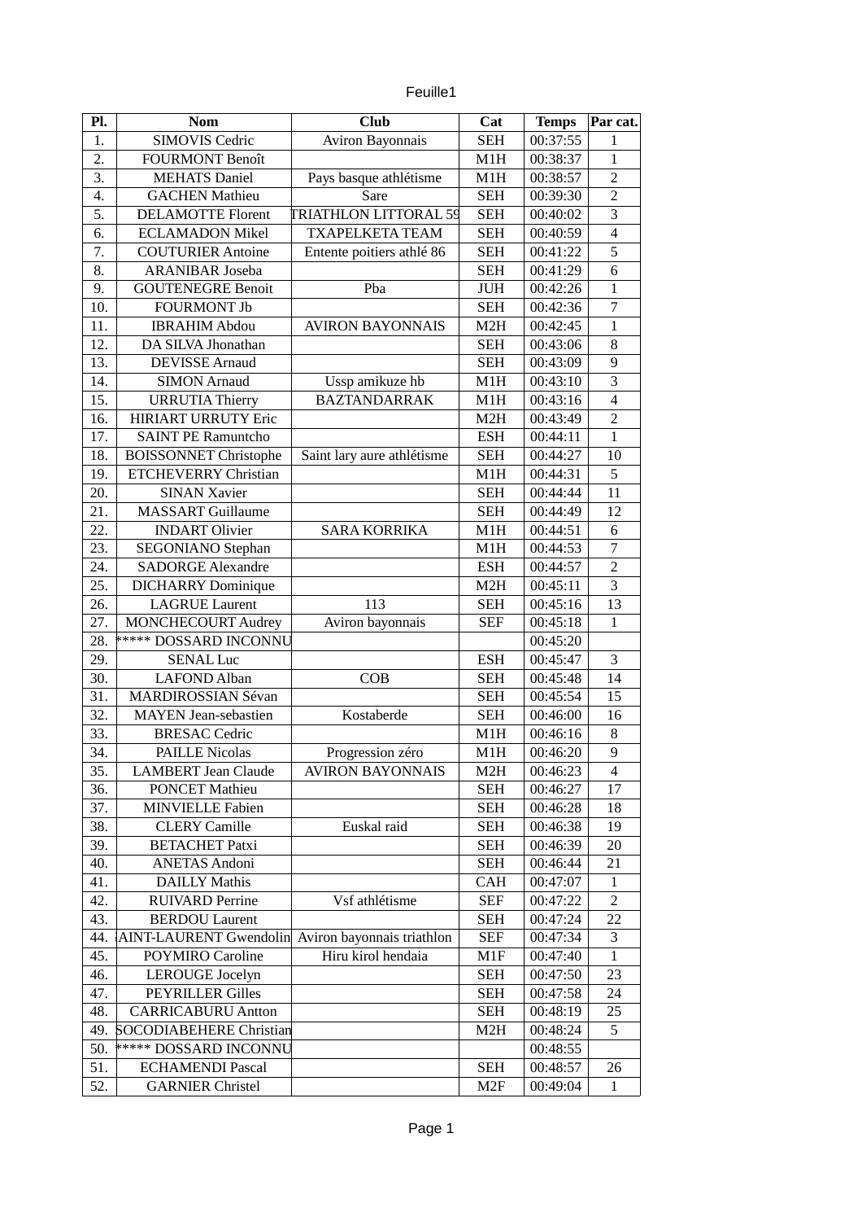Feuille1

| Pl. | Nom | Club | Cat | Temps | Par cat. |
|---|---|---|---|---|---|
| 1. | SIMOVIS Cedric | Aviron Bayonnais | SEH | 00:37:55 | 1 |
| 2. | FOURMONT Benoît | | M1H | 00:38:37 | 1 |
| 3. | MEHATS Daniel | Pays basque athlétisme | M1H | 00:38:57 | 2 |
| 4. | GACHEN Mathieu | Sare | SEH | 00:39:30 | 2 |
| 5. | DELAMOTTE Florent | TRIATHLON LITTORAL 59 | SEH | 00:40:02 | 3 |
| 6. | ECLAMADON Mikel | TXAPELKETA TEAM | SEH | 00:40:59 | 4 |
| 7. | COUTURIER Antoine | Entente poitiers athlé 86 | SEH | 00:41:22 | 5 |
| 8. | ARANIBAR Joseba | | SEH | 00:41:29 | 6 |
| 9. | GOUTENEGRE Benoit | Pba | JUH | 00:42:26 | 1 |
| 10. | FOURMONT Jb | | SEH | 00:42:36 | 7 |
| 11. | IBRAHIM Abdou | AVIRON BAYONNAIS | M2H | 00:42:45 | 1 |
| 12. | DA SILVA Jhonathan | | SEH | 00:43:06 | 8 |
| 13. | DEVISSE Arnaud | | SEH | 00:43:09 | 9 |
| 14. | SIMON Arnaud | Ussp amikuze hb | M1H | 00:43:10 | 3 |
| 15. | URRUTIA Thierry | BAZTANDARRAK | M1H | 00:43:16 | 4 |
| 16. | HIRIART URRUTY Eric | | M2H | 00:43:49 | 2 |
| 17. | SAINT PE Ramuntcho | | ESH | 00:44:11 | 1 |
| 18. | BOISSONNET Christophe | Saint lary aure athlétisme | SEH | 00:44:27 | 10 |
| 19. | ETCHEVERRY Christian | | M1H | 00:44:31 | 5 |
| 20. | SINAN Xavier | | SEH | 00:44:44 | 11 |
| 21. | MASSART Guillaume | | SEH | 00:44:49 | 12 |
| 22. | INDART Olivier | SARA KORRIKA | M1H | 00:44:51 | 6 |
| 23. | SEGONIANO Stephan | | M1H | 00:44:53 | 7 |
| 24. | SADORGE Alexandre | | ESH | 00:44:57 | 2 |
| 25. | DICHARRY Dominique | | M2H | 00:45:11 | 3 |
| 26. | LAGRUE Laurent | 113 | SEH | 00:45:16 | 13 |
| 27. | MONCHECOURT Audrey | Aviron bayonnais | SEF | 00:45:18 | 1 |
| 28. | ***** DOSSARD INCONNU | | | 00:45:20 | |
| 29. | SENAL Luc | | ESH | 00:45:47 | 3 |
| 30. | LAFOND Alban | COB | SEH | 00:45:48 | 14 |
| 31. | MARDIROSSIAN Sévan | | SEH | 00:45:54 | 15 |
| 32. | MAYEN Jean-sebastien | Kostaberde | SEH | 00:46:00 | 16 |
| 33. | BRESAC Cedric | | M1H | 00:46:16 | 8 |
| 34. | PAILLE Nicolas | Progression zéro | M1H | 00:46:20 | 9 |
| 35. | LAMBERT Jean Claude | AVIRON BAYONNAIS | M2H | 00:46:23 | 4 |
| 36. | PONCET Mathieu | | SEH | 00:46:27 | 17 |
| 37. | MINVIELLE Fabien | | SEH | 00:46:28 | 18 |
| 38. | CLERY Camille | Euskal raid | SEH | 00:46:38 | 19 |
| 39. | BETACHET Patxi | | SEH | 00:46:39 | 20 |
| 40. | ANETAS Andoni | | SEH | 00:46:44 | 21 |
| 41. | DAILLY Mathis | | CAH | 00:47:07 | 1 |
| 42. | RUIVARD Perrine | Vsf athlétisme | SEF | 00:47:22 | 2 |
| 43. | BERDOU Laurent | | SEH | 00:47:24 | 22 |
| 44. | SAINT-LAURENT Gwendolin | Aviron bayonnais triathlon | SEF | 00:47:34 | 3 |
| 45. | POYMIRO Caroline | Hiru kirol hendaia | M1F | 00:47:40 | 1 |
| 46. | LEROUGE Jocelyn | | SEH | 00:47:50 | 23 |
| 47. | PEYRILLER Gilles | | SEH | 00:47:58 | 24 |
| 48. | CARRICABURU Antton | | SEH | 00:48:19 | 25 |
| 49. | SOCODIABEHERE Christian | | M2H | 00:48:24 | 5 |
| 50. | ***** DOSSARD INCONNU | | | 00:48:55 | |
| 51. | ECHAMENDI Pascal | | SEH | 00:48:57 | 26 |
| 52. | GARNIER Christel | | M2F | 00:49:04 | 1 |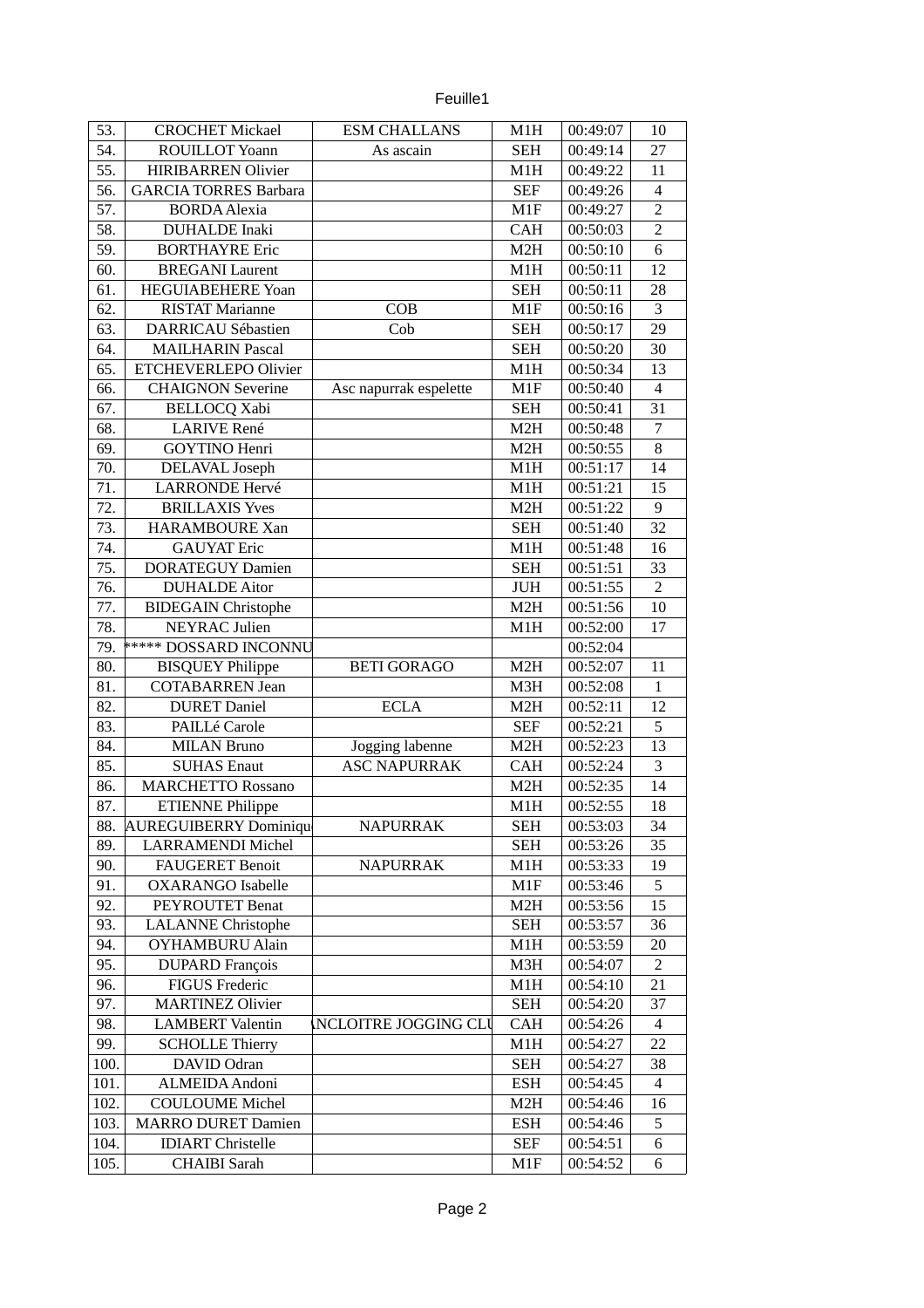| 53. | CROCHET Mickael | ESM CHALLANS | M1H | 00:49:07 | 10 |
|---|---|---|---|---|---|
| 54. | ROUILLOT Yoann | As ascain | SEH | 00:49:14 | 27 |
| 55. | HIRIBARREN Olivier | | M1H | 00:49:22 | 11 |
| 56. | GARCIA TORRES Barbara | | SEF | 00:49:26 | 4 |
| 57. | BORDA Alexia | | M1F | 00:49:27 | 2 |
| 58. | DUHALDE Inaki | | CAH | 00:50:03 | 2 |
| 59. | BORTHAYRE Eric | | M2H | 00:50:10 | 6 |
| 60. | BREGANI Laurent | | M1H | 00:50:11 | 12 |
| 61. | HEGUIABEHERE Yoan | | SEH | 00:50:11 | 28 |
| 62. | RISTAT Marianne | COB | M1F | 00:50:16 | 3 |
| 63. | DARRICAU Sébastien | Cob | SEH | 00:50:17 | 29 |
| 64. | MAILHARIN Pascal | | SEH | 00:50:20 | 30 |
| 65. | ETCHEVERLEPO Olivier | | M1H | 00:50:34 | 13 |
| 66. | CHAIGNON Severine | Asc napurrak espelette | M1F | 00:50:40 | 4 |
| 67. | BELLOCQ Xabi | | SEH | 00:50:41 | 31 |
| 68. | LARIVE René | | M2H | 00:50:48 | 7 |
| 69. | GOYTINO Henri | | M2H | 00:50:55 | 8 |
| 70. | DELAVAL Joseph | | M1H | 00:51:17 | 14 |
| 71. | LARRONDE Hervé | | M1H | 00:51:21 | 15 |
| 72. | BRILLAXIS Yves | | M2H | 00:51:22 | 9 |
| 73. | HARAMBOURE Xan | | SEH | 00:51:40 | 32 |
| 74. | GAUYAT Eric | | M1H | 00:51:48 | 16 |
| 75. | DORATEGUY Damien | | SEH | 00:51:51 | 33 |
| 76. | DUHALDE Aitor | | JUH | 00:51:55 | 2 |
| 77. | BIDEGAIN Christophe | | M2H | 00:51:56 | 10 |
| 78. | NEYRAC Julien | | M1H | 00:52:00 | 17 |
| 79. | ***** DOSSARD INCONNU | | | 00:52:04 | |
| 80. | BISQUEY Philippe | BETI GORAGO | M2H | 00:52:07 | 11 |
| 81. | COTABARREN Jean | | M3H | 00:52:08 | 1 |
| 82. | DURET Daniel | ECLA | M2H | 00:52:11 | 12 |
| 83. | PAILLé Carole | | SEF | 00:52:21 | 5 |
| 84. | MILAN Bruno | Jogging labenne | M2H | 00:52:23 | 13 |
| 85. | SUHAS Enaut | ASC NAPURRAK | CAH | 00:52:24 | 3 |
| 86. | MARCHETTO Rossano | | M2H | 00:52:35 | 14 |
| 87. | ETIENNE Philippe | | M1H | 00:52:55 | 18 |
| 88. | AUREGUIBERRY Dominiqu | NAPURRAK | SEH | 00:53:03 | 34 |
| 89. | LARRAMENDI Michel | | SEH | 00:53:26 | 35 |
| 90. | FAUGERET Benoit | NAPURRAK | M1H | 00:53:33 | 19 |
| 91. | OXARANGO Isabelle | | M1F | 00:53:46 | 5 |
| 92. | PEYROUTET Benat | | M2H | 00:53:56 | 15 |
| 93. | LALANNE Christophe | | SEH | 00:53:57 | 36 |
| 94. | OYHAMBURU Alain | | M1H | 00:53:59 | 20 |
| 95. | DUPARD François | | M3H | 00:54:07 | 2 |
| 96. | FIGUS Frederic | | M1H | 00:54:10 | 21 |
| 97. | MARTINEZ Olivier | | SEH | 00:54:20 | 37 |
| 98. | LAMBERT Valentin | NCLOITRE JOGGING CLU | CAH | 00:54:26 | 4 |
| 99. | SCHOLLE Thierry | | M1H | 00:54:27 | 22 |
| 100. | DAVID Odran | | SEH | 00:54:27 | 38 |
| 101. | ALMEIDA Andoni | | ESH | 00:54:45 | 4 |
| 102. | COULOUME Michel | | M2H | 00:54:46 | 16 |
| 103. | MARRO DURET Damien | | ESH | 00:54:46 | 5 |
| 104. | IDIART Christelle | | SEF | 00:54:51 | 6 |
| 105. | CHAIBI Sarah | | M1F | 00:54:52 | 6 |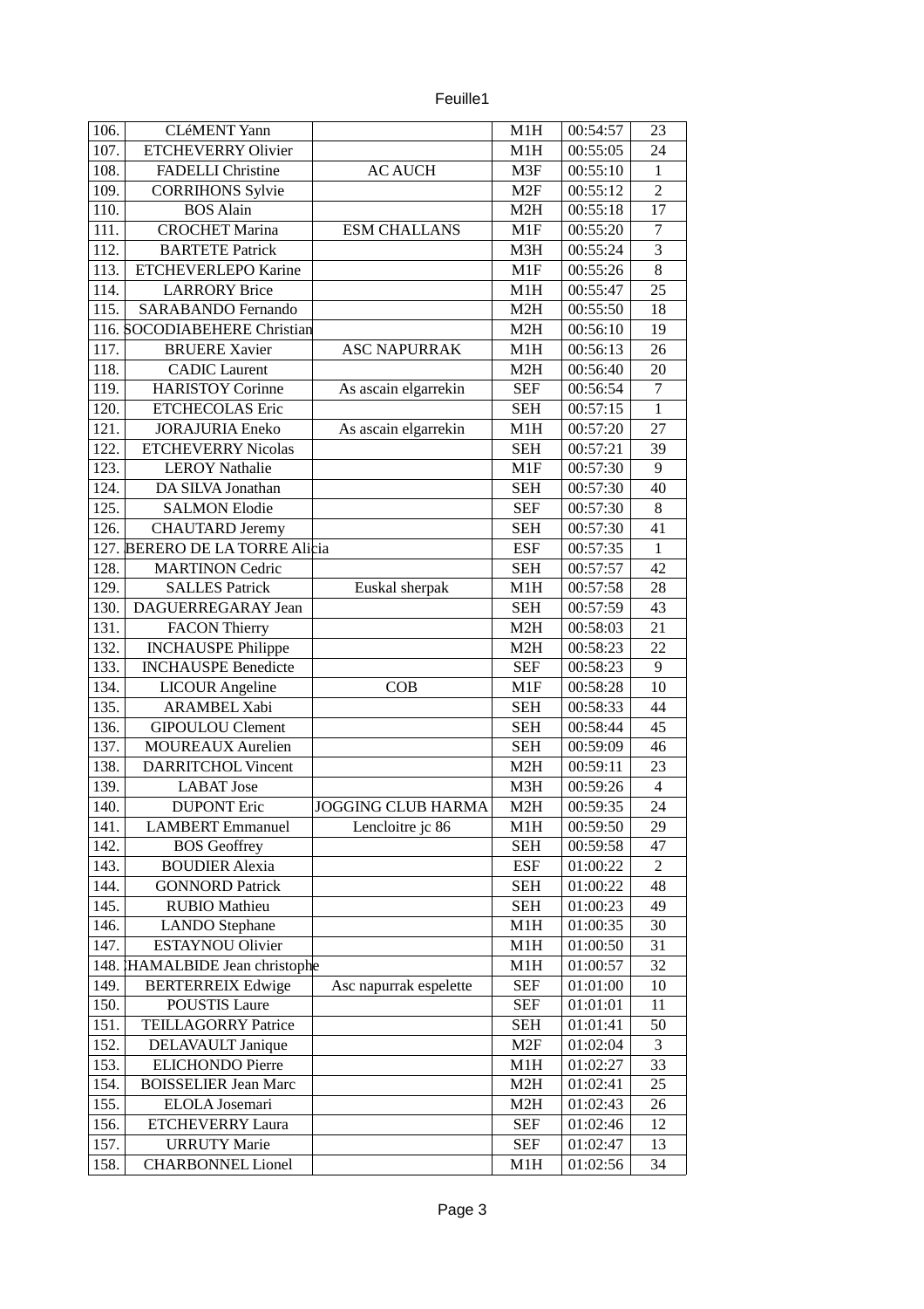| 106. | CLéMENT Yann | | M1H | 00:54:57 | 23 |
|---|---|---|---|---|---|
| 107. | ETCHEVERRY Olivier | | M1H | 00:55:05 | 24 |
| 108. | FADELLI Christine | AC AUCH | M3F | 00:55:10 | 1 |
| 109. | CORRIHONS Sylvie | | M2F | 00:55:12 | 2 |
| 110. | BOS Alain | | M2H | 00:55:18 | 17 |
| 111. | CROCHET Marina | ESM CHALLANS | M1F | 00:55:20 | 7 |
| 112. | BARTETE Patrick | | M3H | 00:55:24 | 3 |
| 113. | ETCHEVERLEPO Karine | | M1F | 00:55:26 | 8 |
| 114. | LARRORY Brice | | M1H | 00:55:47 | 25 |
| 115. | SARABANDO Fernando | | M2H | 00:55:50 | 18 |
| 116. | SOCODIABEHERE Christian | | M2H | 00:56:10 | 19 |
| 117. | BRUERE Xavier | ASC NAPURRAK | M1H | 00:56:13 | 26 |
| 118. | CADIC Laurent | | M2H | 00:56:40 | 20 |
| 119. | HARISTOY Corinne | As ascain elgarrekin | SEF | 00:56:54 | 7 |
| 120. | ETCHECOLAS Eric | | SEH | 00:57:15 | 1 |
| 121. | JORAJURIA Eneko | As ascain elgarrekin | M1H | 00:57:20 | 27 |
| 122. | ETCHEVERRY Nicolas | | SEH | 00:57:21 | 39 |
| 123. | LEROY Nathalie | | M1F | 00:57:30 | 9 |
| 124. | DA SILVA Jonathan | | SEH | 00:57:30 | 40 |
| 125. | SALMON Elodie | | SEF | 00:57:30 | 8 |
| 126. | CHAUTARD Jeremy | | SEH | 00:57:30 | 41 |
| 127. | BERERO DE LA TORRE Alicia | | ESF | 00:57:35 | 1 |
| 128. | MARTINON Cedric | | SEH | 00:57:57 | 42 |
| 129. | SALLES Patrick | Euskal sherpak | M1H | 00:57:58 | 28 |
| 130. | DAGUERREGARAY Jean | | SEH | 00:57:59 | 43 |
| 131. | FACON Thierry | | M2H | 00:58:03 | 21 |
| 132. | INCHAUSPE Philippe | | M2H | 00:58:23 | 22 |
| 133. | INCHAUSPE Benedicte | | SEF | 00:58:23 | 9 |
| 134. | LICOUR Angeline | COB | M1F | 00:58:28 | 10 |
| 135. | ARAMBEL Xabi | | SEH | 00:58:33 | 44 |
| 136. | GIPOULOU Clement | | SEH | 00:58:44 | 45 |
| 137. | MOUREAUX Aurelien | | SEH | 00:59:09 | 46 |
| 138. | DARRITCHOL Vincent | | M2H | 00:59:11 | 23 |
| 139. | LABAT Jose | | M3H | 00:59:26 | 4 |
| 140. | DUPONT Eric | JOGGING CLUB HARMA | M2H | 00:59:35 | 24 |
| 141. | LAMBERT Emmanuel | Lencloitre jc 86 | M1H | 00:59:50 | 29 |
| 142. | BOS Geoffrey | | SEH | 00:59:58 | 47 |
| 143. | BOUDIER Alexia | | ESF | 01:00:22 | 2 |
| 144. | GONNORD Patrick | | SEH | 01:00:22 | 48 |
| 145. | RUBIO Mathieu | | SEH | 01:00:23 | 49 |
| 146. | LANDO Stephane | | M1H | 01:00:35 | 30 |
| 147. | ESTAYNOU Olivier | | M1H | 01:00:50 | 31 |
| 148. | CHAMALBIDE Jean christophe | | M1H | 01:00:57 | 32 |
| 149. | BERTERREIX Edwige | Asc napurrak espelette | SEF | 01:01:00 | 10 |
| 150. | POUSTIS Laure | | SEF | 01:01:01 | 11 |
| 151. | TEILLAGORRY Patrice | | SEH | 01:01:41 | 50 |
| 152. | DELAVAULT Janique | | M2F | 01:02:04 | 3 |
| 153. | ELICHONDO Pierre | | M1H | 01:02:27 | 33 |
| 154. | BOISSELIER Jean Marc | | M2H | 01:02:41 | 25 |
| 155. | ELOLA Josemari | | M2H | 01:02:43 | 26 |
| 156. | ETCHEVERRY Laura | | SEF | 01:02:46 | 12 |
| 157. | URRUTY Marie | | SEF | 01:02:47 | 13 |
| 158. | CHARBONNEL Lionel | | M1H | 01:02:56 | 34 |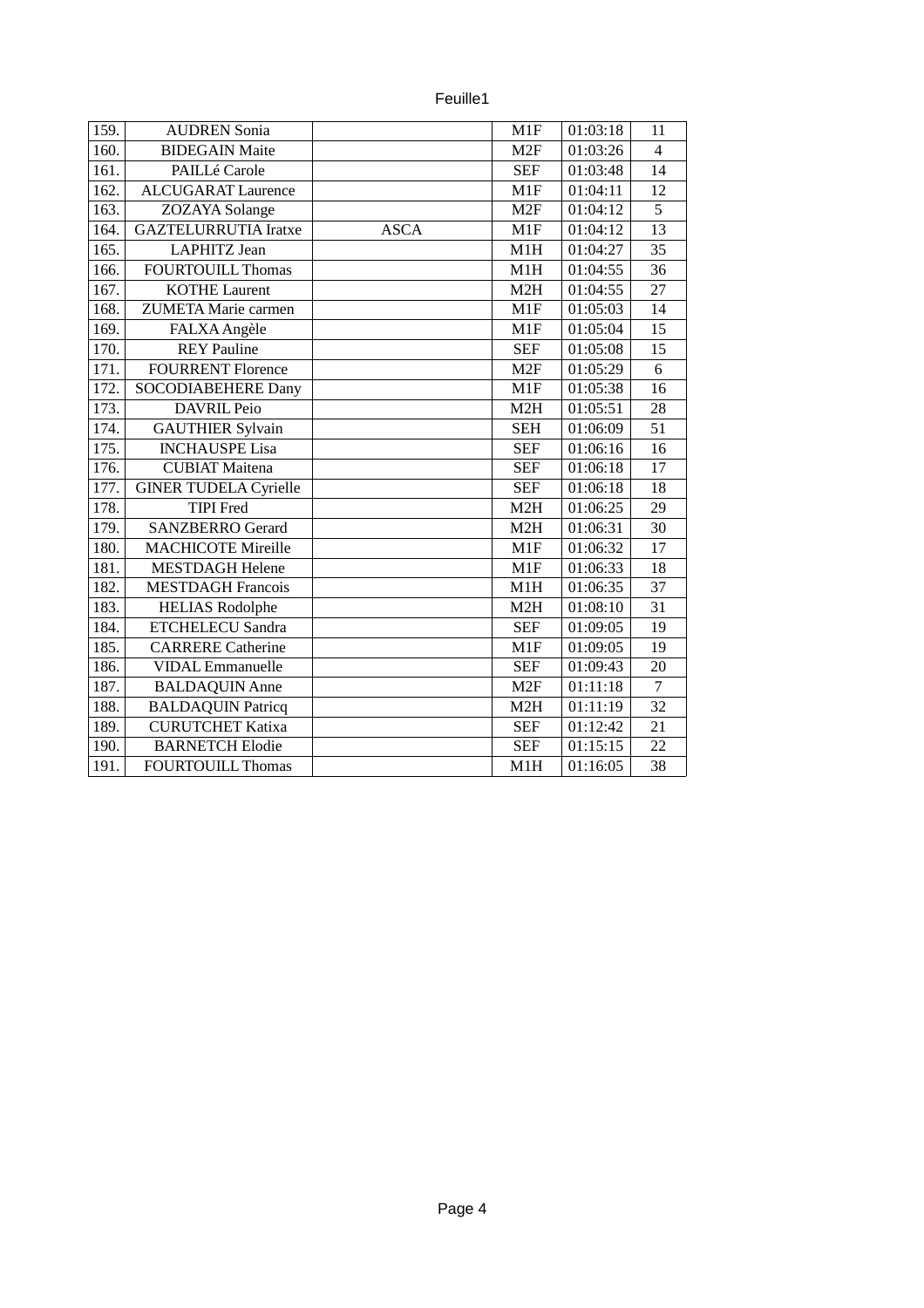| | | | | | |
|---|---|---|---|---|---|
| 159. | AUDREN Sonia | | M1F | 01:03:18 | 11 |
| 160. | BIDEGAIN Maite | | M2F | 01:03:26 | 4 |
| 161. | PAILLé Carole | | SEF | 01:03:48 | 14 |
| 162. | ALCUGARAT Laurence | | M1F | 01:04:11 | 12 |
| 163. | ZOZAYA Solange | | M2F | 01:04:12 | 5 |
| 164. | GAZTELURRUTIA Iratxe | ASCA | M1F | 01:04:12 | 13 |
| 165. | LAPHITZ Jean | | M1H | 01:04:27 | 35 |
| 166. | FOURTOUILL Thomas | | M1H | 01:04:55 | 36 |
| 167. | KOTHE Laurent | | M2H | 01:04:55 | 27 |
| 168. | ZUMETA Marie carmen | | M1F | 01:05:03 | 14 |
| 169. | FALXA Angèle | | M1F | 01:05:04 | 15 |
| 170. | REY Pauline | | SEF | 01:05:08 | 15 |
| 171. | FOURRENT Florence | | M2F | 01:05:29 | 6 |
| 172. | SOCODIABEHERE Dany | | M1F | 01:05:38 | 16 |
| 173. | DAVRIL Peio | | M2H | 01:05:51 | 28 |
| 174. | GAUTHIER Sylvain | | SEH | 01:06:09 | 51 |
| 175. | INCHAUSPE Lisa | | SEF | 01:06:16 | 16 |
| 176. | CUBIAT Maitena | | SEF | 01:06:18 | 17 |
| 177. | GINER TUDELA Cyrielle | | SEF | 01:06:18 | 18 |
| 178. | TIPI Fred | | M2H | 01:06:25 | 29 |
| 179. | SANZBERRO Gerard | | M2H | 01:06:31 | 30 |
| 180. | MACHICOTE Mireille | | M1F | 01:06:32 | 17 |
| 181. | MESTDAGH Helene | | M1F | 01:06:33 | 18 |
| 182. | MESTDAGH Francois | | M1H | 01:06:35 | 37 |
| 183. | HELIAS Rodolphe | | M2H | 01:08:10 | 31 |
| 184. | ETCHELECU Sandra | | SEF | 01:09:05 | 19 |
| 185. | CARRERE Catherine | | M1F | 01:09:05 | 19 |
| 186. | VIDAL Emmanuelle | | SEF | 01:09:43 | 20 |
| 187. | BALDAQUIN Anne | | M2F | 01:11:18 | 7 |
| 188. | BALDAQUIN Patricq | | M2H | 01:11:19 | 32 |
| 189. | CURUTCHET Katixa | | SEF | 01:12:42 | 21 |
| 190. | BARNETCH Elodie | | SEF | 01:15:15 | 22 |
| 191. | FOURTOUILL Thomas | | M1H | 01:16:05 | 38 |